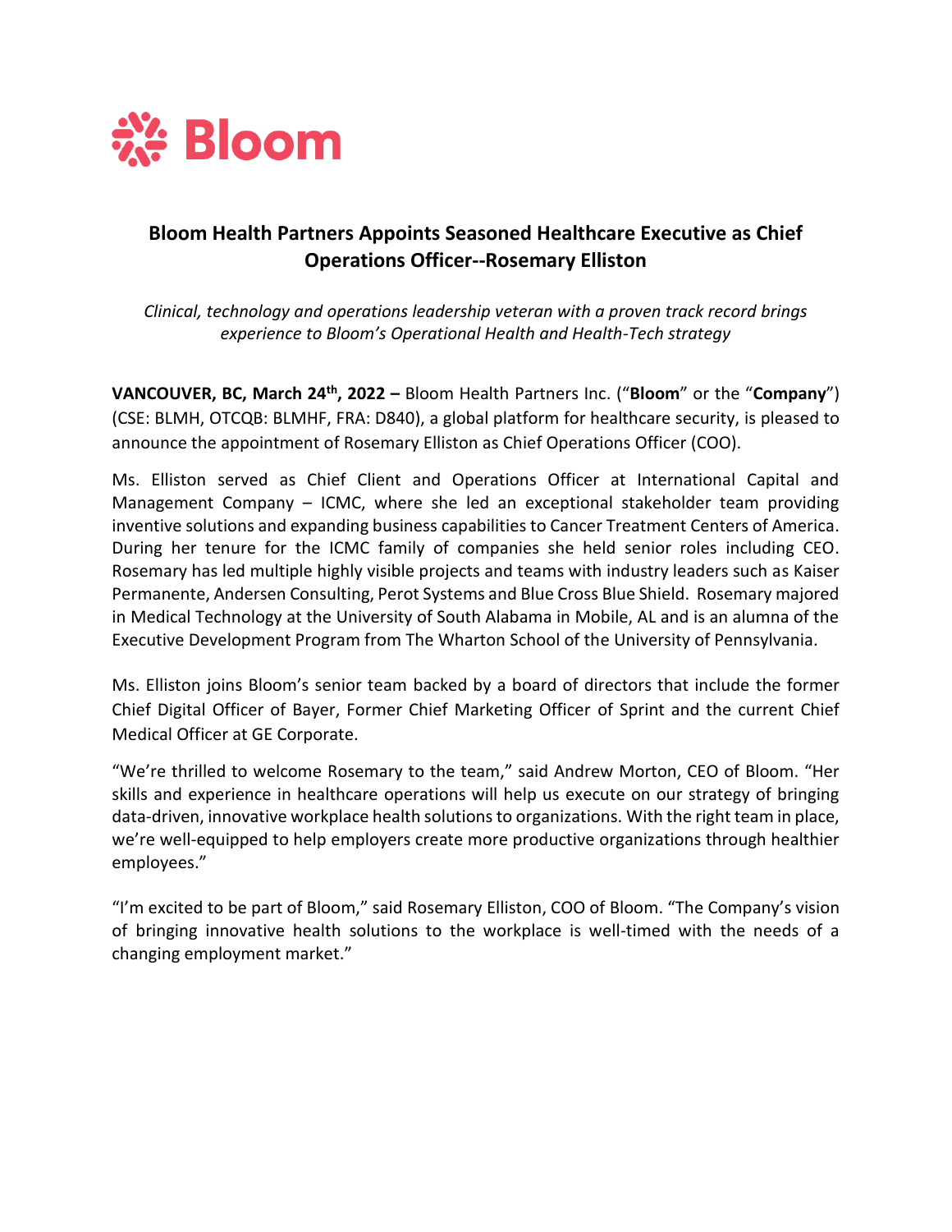Bloom

# Bloom Health Partners Appoints Seasoned Healthcare Executive as Chief Operations Officer--Rosemary Elliston

*Clinical, technology and operations leadership veteran with a proven track record brings experience to Bloom's Operational Health and Health-Tech strategy*

**VANCOUVER, BC, March 24th, 2022 –** Bloom Health Partners Inc. ("**Bloom**" or the "**Company**") (CSE: BLMH, OTCQB: BLMHF, FRA: D840), a global platform for healthcare security, is pleased to announce the appointment of Rosemary Elliston as Chief Operations Officer (COO).

Ms. Elliston served as Chief Client and Operations Officer at International Capital and Management Company – ICMC, where she led an exceptional stakeholder team providing inventive solutions and expanding business capabilities to Cancer Treatment Centers of America. During her tenure for the ICMC family of companies she held senior roles including CEO. Rosemary has led multiple highly visible projects and teams with industry leaders such as Kaiser Permanente, Andersen Consulting, Perot Systems and Blue Cross Blue Shield. Rosemary majored in Medical Technology at the University of South Alabama in Mobile, AL and is an alumna of the Executive Development Program from The Wharton School of the University of Pennsylvania.

Ms. Elliston joins Bloom's senior team backed by a board of directors that include the former Chief Digital Officer of Bayer, Former Chief Marketing Officer of Sprint and the current Chief Medical Officer at GE Corporate.

"We're thrilled to welcome Rosemary to the team," said Andrew Morton, CEO of Bloom. "Her skills and experience in healthcare operations will help us execute on our strategy of bringing data-driven, innovative workplace health solutions to organizations. With the right team in place, we're well-equipped to help employers create more productive organizations through healthier employees."

"I'm excited to be part of Bloom," said Rosemary Elliston, COO of Bloom. "The Company's vision of bringing innovative health solutions to the workplace is well-timed with the needs of a changing employment market."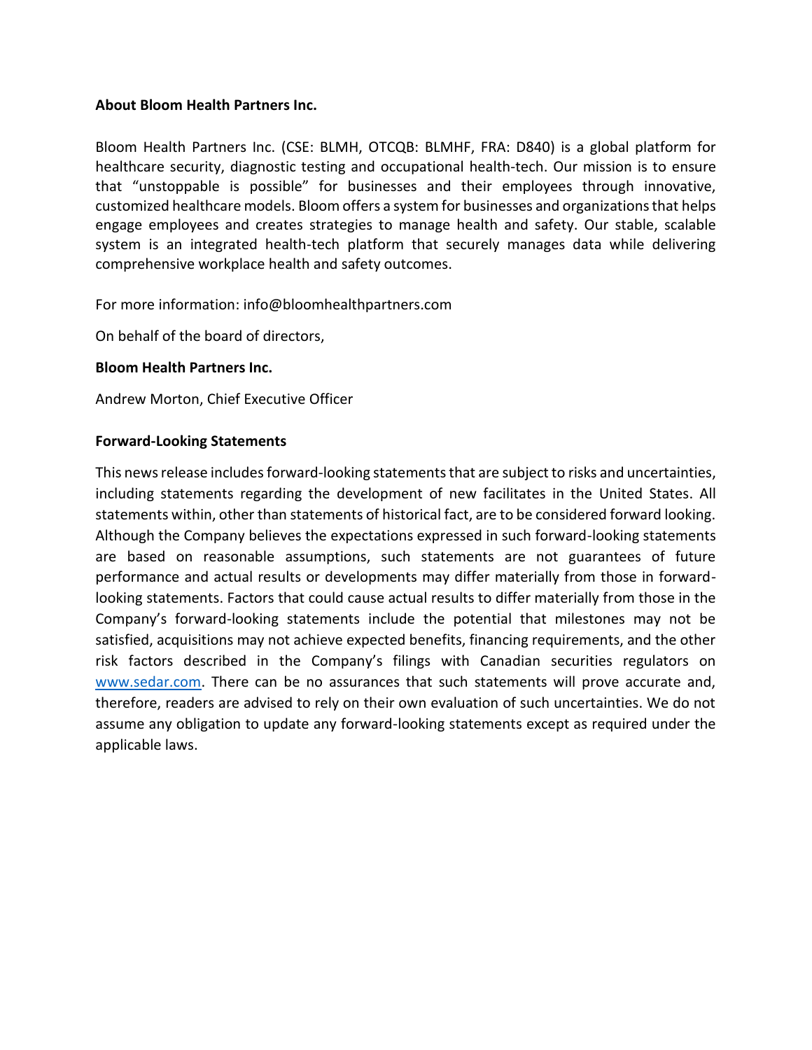**About Bloom Health Partners Inc.**

Bloom Health Partners Inc. (CSE: BLMH, OTCQB: BLMHF, FRA: D840) is a global platform for healthcare security, diagnostic testing and occupational health-tech. Our mission is to ensure that "unstoppable is possible" for businesses and their employees through innovative, customized healthcare models. Bloom offers a system for businesses and organizations that helps engage employees and creates strategies to manage health and safety. Our stable, scalable system is an integrated health-tech platform that securely manages data while delivering comprehensive workplace health and safety outcomes.

For more information: info@bloomhealthpartners.com

On behalf of the board of directors,

**Bloom Health Partners Inc.**

Andrew Morton, Chief Executive Officer

**Forward-Looking Statements**

This news release includes forward-looking statements that are subject to risks and uncertainties, including statements regarding the development of new facilitates in the United States. All statements within, other than statements of historical fact, are to be considered forward looking. Although the Company believes the expectations expressed in such forward-looking statements are based on reasonable assumptions, such statements are not guarantees of future performance and actual results or developments may differ materially from those in forward-looking statements. Factors that could cause actual results to differ materially from those in the Company's forward-looking statements include the potential that milestones may not be satisfied, acquisitions may not achieve expected benefits, financing requirements, and the other risk factors described in the Company's filings with Canadian securities regulators on [www.sedar.com](http://www.sedar.com). There can be no assurances that such statements will prove accurate and, therefore, readers are advised to rely on their own evaluation of such uncertainties. We do not assume any obligation to update any forward-looking statements except as required under the applicable laws.